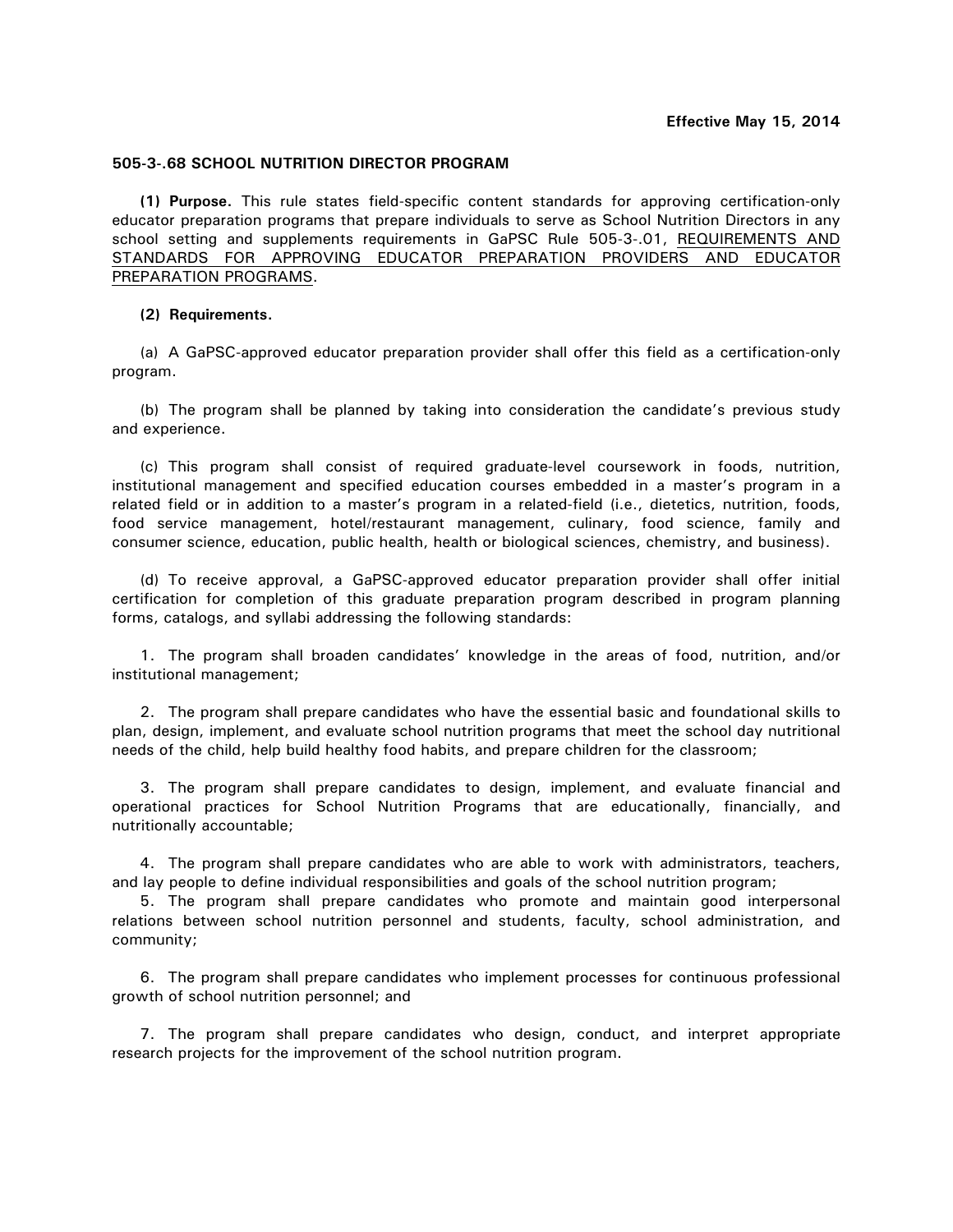**Effective May 15, 2014**

## 505-3-.68 SCHOOL NUTRITION DIRECTOR PROGRAM

**(1) Purpose.** This rule states field-specific content standards for approving certification-only educator preparation programs that prepare individuals to serve as School Nutrition Directors in any school setting and supplements requirements in GaPSC Rule 505-3-.01, REQUIREMENTS AND STANDARDS FOR APPROVING EDUCATOR PREPARATION PROVIDERS AND EDUCATOR PREPARATION PROGRAMS.

**(2) Requirements.**

(a) A GaPSC-approved educator preparation provider shall offer this field as a certification-only program.

(b) The program shall be planned by taking into consideration the candidate's previous study and experience.

(c) This program shall consist of required graduate-level coursework in foods, nutrition, institutional management and specified education courses embedded in a master's program in a related field or in addition to a master's program in a related-field (i.e., dietetics, nutrition, foods, food service management, hotel/restaurant management, culinary, food science, family and consumer science, education, public health, health or biological sciences, chemistry, and business).

(d) To receive approval, a GaPSC-approved educator preparation provider shall offer initial certification for completion of this graduate preparation program described in program planning forms, catalogs, and syllabi addressing the following standards:

1. The program shall broaden candidates' knowledge in the areas of food, nutrition, and/or institutional management;

2. The program shall prepare candidates who have the essential basic and foundational skills to plan, design, implement, and evaluate school nutrition programs that meet the school day nutritional needs of the child, help build healthy food habits, and prepare children for the classroom;

3. The program shall prepare candidates to design, implement, and evaluate financial and operational practices for School Nutrition Programs that are educationally, financially, and nutritionally accountable;

4. The program shall prepare candidates who are able to work with administrators, teachers, and lay people to define individual responsibilities and goals of the school nutrition program;

5. The program shall prepare candidates who promote and maintain good interpersonal relations between school nutrition personnel and students, faculty, school administration, and community;

6. The program shall prepare candidates who implement processes for continuous professional growth of school nutrition personnel; and

7. The program shall prepare candidates who design, conduct, and interpret appropriate research projects for the improvement of the school nutrition program.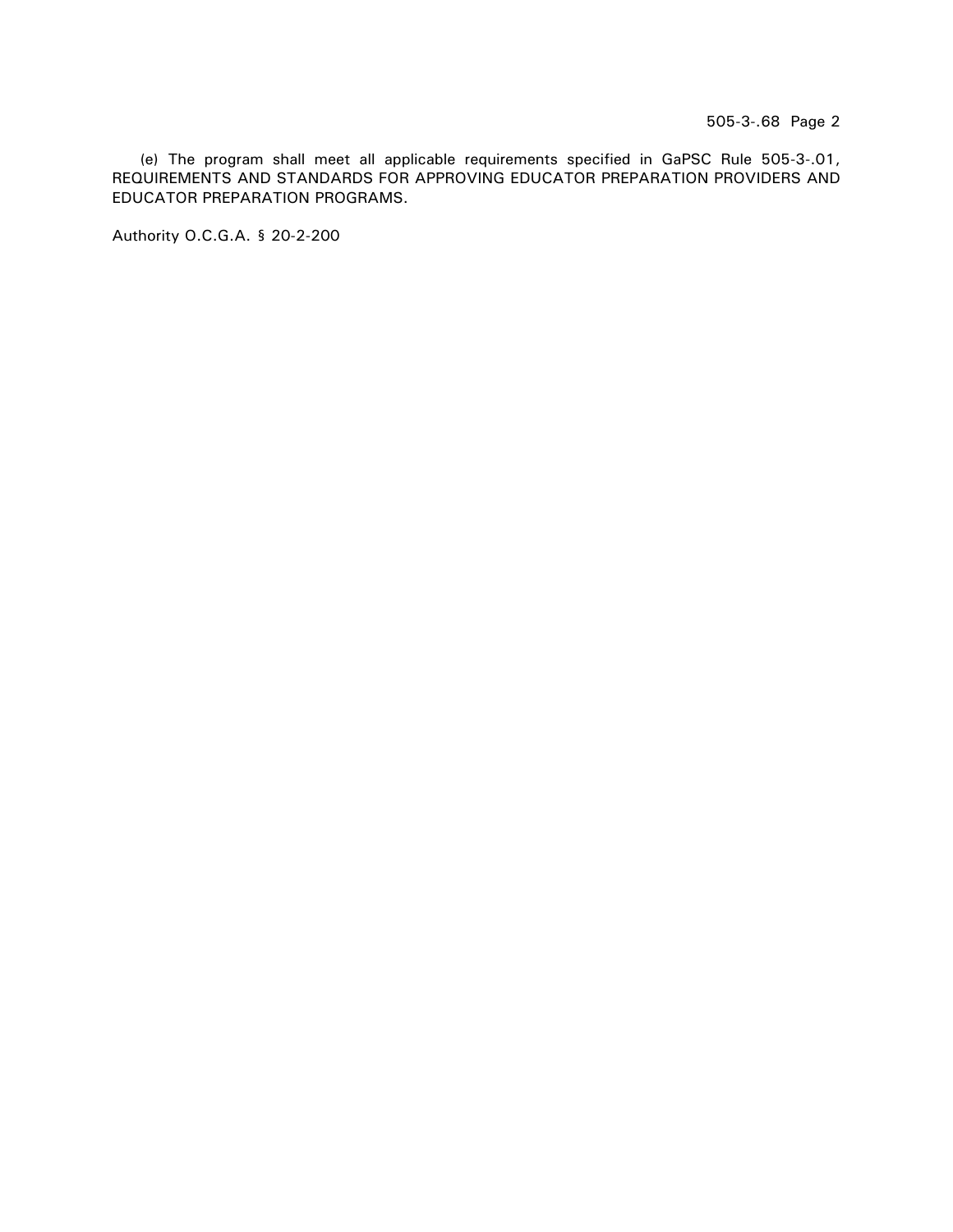(e) The program shall meet all applicable requirements specified in GaPSC Rule 505-3-.01, REQUIREMENTS AND STANDARDS FOR APPROVING EDUCATOR PREPARATION PROVIDERS AND EDUCATOR PREPARATION PROGRAMS.

Authority O.C.G.A. § 20-2-200